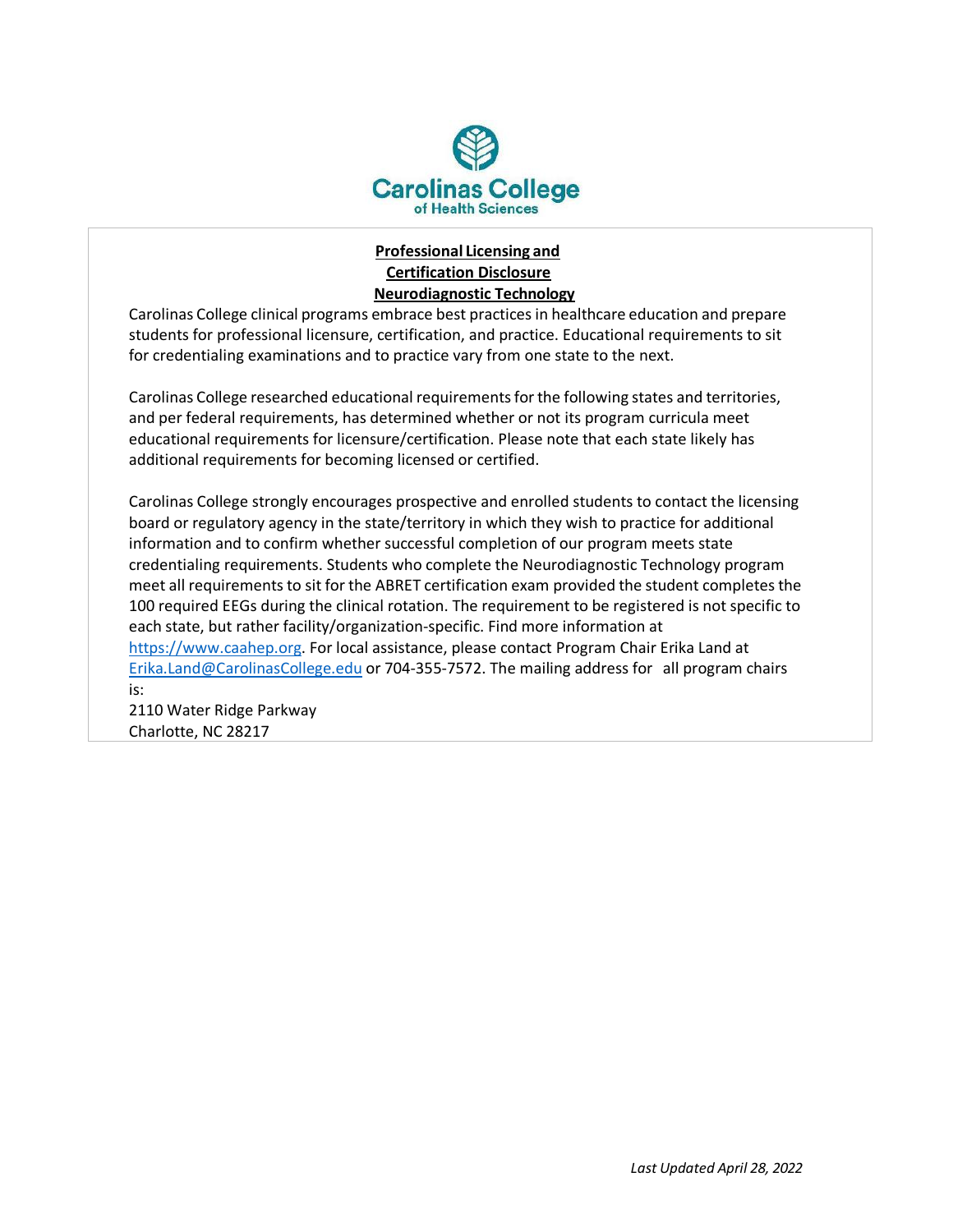Carolinas College of Health Sciences

**Professional Licensing and Certification Disclosure Neurodiagnostic Technology**

Carolinas College clinical programs embrace best practices in healthcare education and prepare students for professional licensure, certification, and practice. Educational requirements to sit for credentialing examinations and to practice vary from one state to the next.

Carolinas College researched educational requirements for the following states and territories, and per federal requirements, has determined whether or not its program curricula meet educational requirements for licensure/certification. Please note that each state likely has additional requirements for becoming licensed or certified.

Carolinas College strongly encourages prospective and enrolled students to contact the licensing board or regulatory agency in the state/territory in which they wish to practice for additional information and to confirm whether successful completion of our program meets state credentialing requirements. Students who complete the Neurodiagnostic Technology program meet all requirements to sit for the ABRET certification exam provided the student completes the 100 required EEGs during the clinical rotation. The requirement to be registered is not specific to each state, but rather facility/organization-specific. Find more information at https://www.caahep.org. For local assistance, please contact Program Chair Erika Land at Erika.Land@CarolinasCollege.edu or 704-355-7572. The mailing address for all program chairs is:
2110 Water Ridge Parkway
Charlotte, NC 28217

*Last Updated April 28, 2022*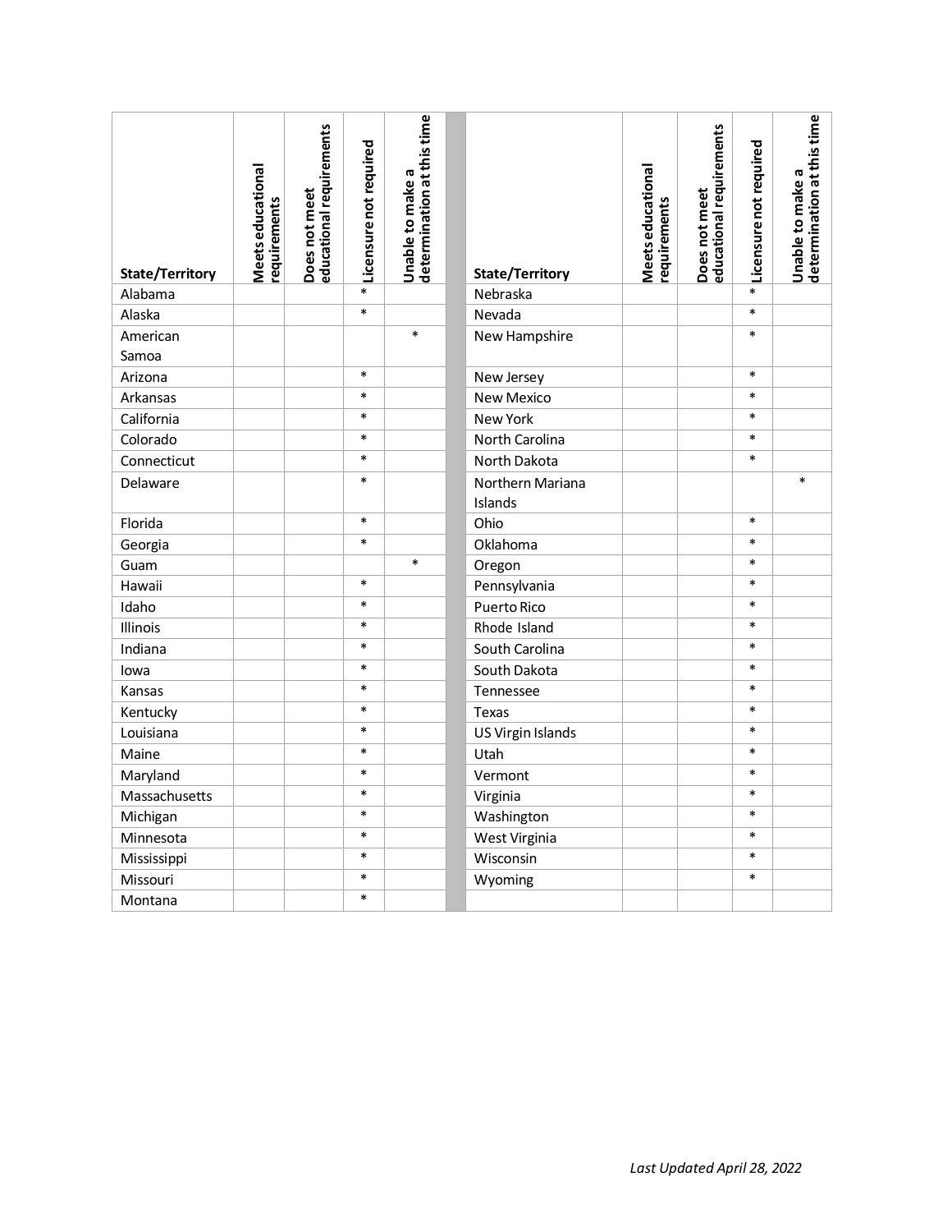| State/Territory | Meets educational requirements | Does not meet educational requirements | Licensure not required | Unable to make a determination at this time | State/Territory | Meets educational requirements | Does not meet educational requirements | Licensure not required | Unable to make a determination at this time |
|---|---|---|---|---|---|---|---|---|---|
| Alabama | | | * | | Nebraska | | | * | |
| Alaska | | | * | | Nevada | | | * | |
| American Samoa | | | | * | New Hampshire | | | * | |
| Arizona | | | * | | New Jersey | | | * | |
| Arkansas | | | * | | New Mexico | | | * | |
| California | | | * | | New York | | | * | |
| Colorado | | | * | | North Carolina | | | * | |
| Connecticut | | | * | | North Dakota | | | * | |
| Delaware | | | * | | Northern Mariana Islands | | | | * |
| Florida | | | * | | Ohio | | | * | |
| Georgia | | | * | | Oklahoma | | | * | |
| Guam | | | | * | Oregon | | | * | |
| Hawaii | | | * | | Pennsylvania | | | * | |
| Idaho | | | * | | Puerto Rico | | | * | |
| Illinois | | | * | | Rhode Island | | | * | |
| Indiana | | | * | | South Carolina | | | * | |
| Iowa | | | * | | South Dakota | | | * | |
| Kansas | | | * | | Tennessee | | | * | |
| Kentucky | | | * | | Texas | | | * | |
| Louisiana | | | * | | US Virgin Islands | | | * | |
| Maine | | | * | | Utah | | | * | |
| Maryland | | | * | | Vermont | | | * | |
| Massachusetts | | | * | | Virginia | | | * | |
| Michigan | | | * | | Washington | | | * | |
| Minnesota | | | * | | West Virginia | | | * | |
| Mississippi | | | * | | Wisconsin | | | * | |
| Missouri | | | * | | Wyoming | | | * | |
| Montana | | | * | | | | | | |

*Last Updated April 28, 2022*